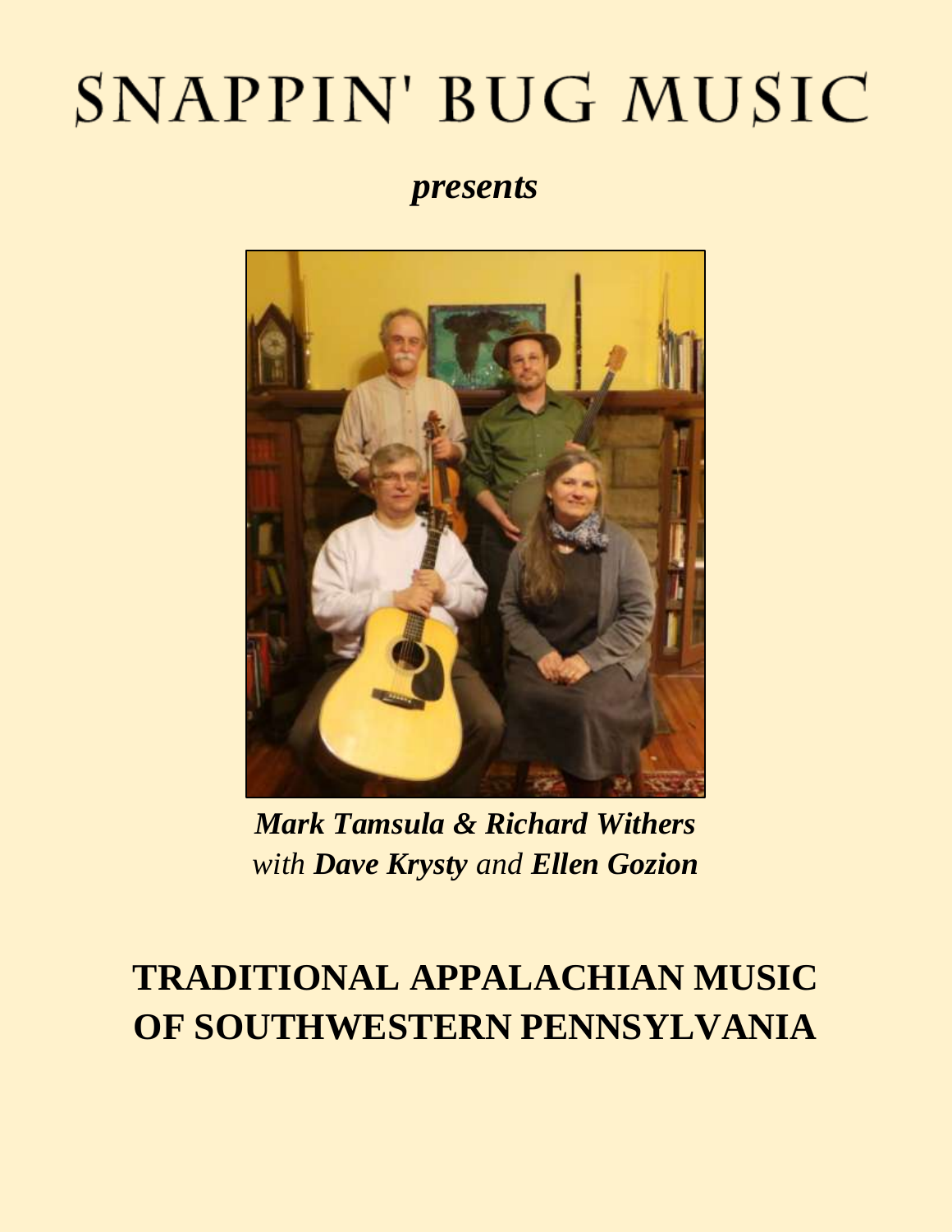# SNAPPIN' BUG MUSIC

***presents***

***Mark Tamsula & Richard Withers***
*with **Dave Krysty** and **Ellen Gozion***

## TRADITIONAL APPALACHIAN MUSIC OF SOUTHWESTERN PENNSYLVANIA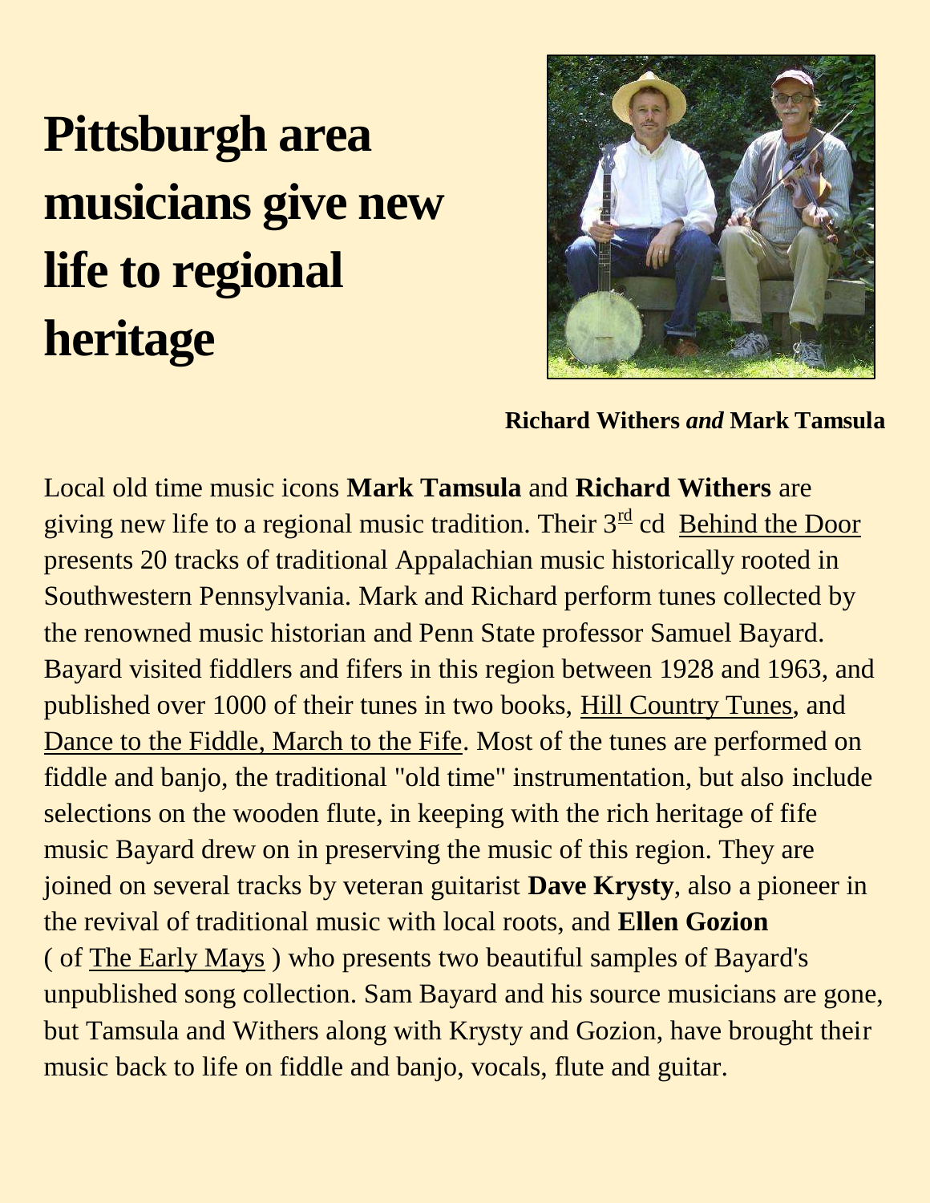# Pittsburgh area musicians give new life to regional heritage

**Richard Withers** ***and*** **Mark Tamsula**

Local old time music icons **Mark Tamsula** and **Richard Withers** are giving new life to a regional music tradition. Their 3rd cd Behind the Door presents 20 tracks of traditional Appalachian music historically rooted in Southwestern Pennsylvania. Mark and Richard perform tunes collected by the renowned music historian and Penn State professor Samuel Bayard. Bayard visited fiddlers and fifers in this region between 1928 and 1963, and published over 1000 of their tunes in two books, Hill Country Tunes, and Dance to the Fiddle, March to the Fife. Most of the tunes are performed on fiddle and banjo, the traditional "old time" instrumentation, but also include selections on the wooden flute, in keeping with the rich heritage of fife music Bayard drew on in preserving the music of this region. They are joined on several tracks by veteran guitarist **Dave Krysty**, also a pioneer in the revival of traditional music with local roots, and **Ellen Gozion** ( of The Early Mays ) who presents two beautiful samples of Bayard's unpublished song collection. Sam Bayard and his source musicians are gone, but Tamsula and Withers along with Krysty and Gozion, have brought their music back to life on fiddle and banjo, vocals, flute and guitar.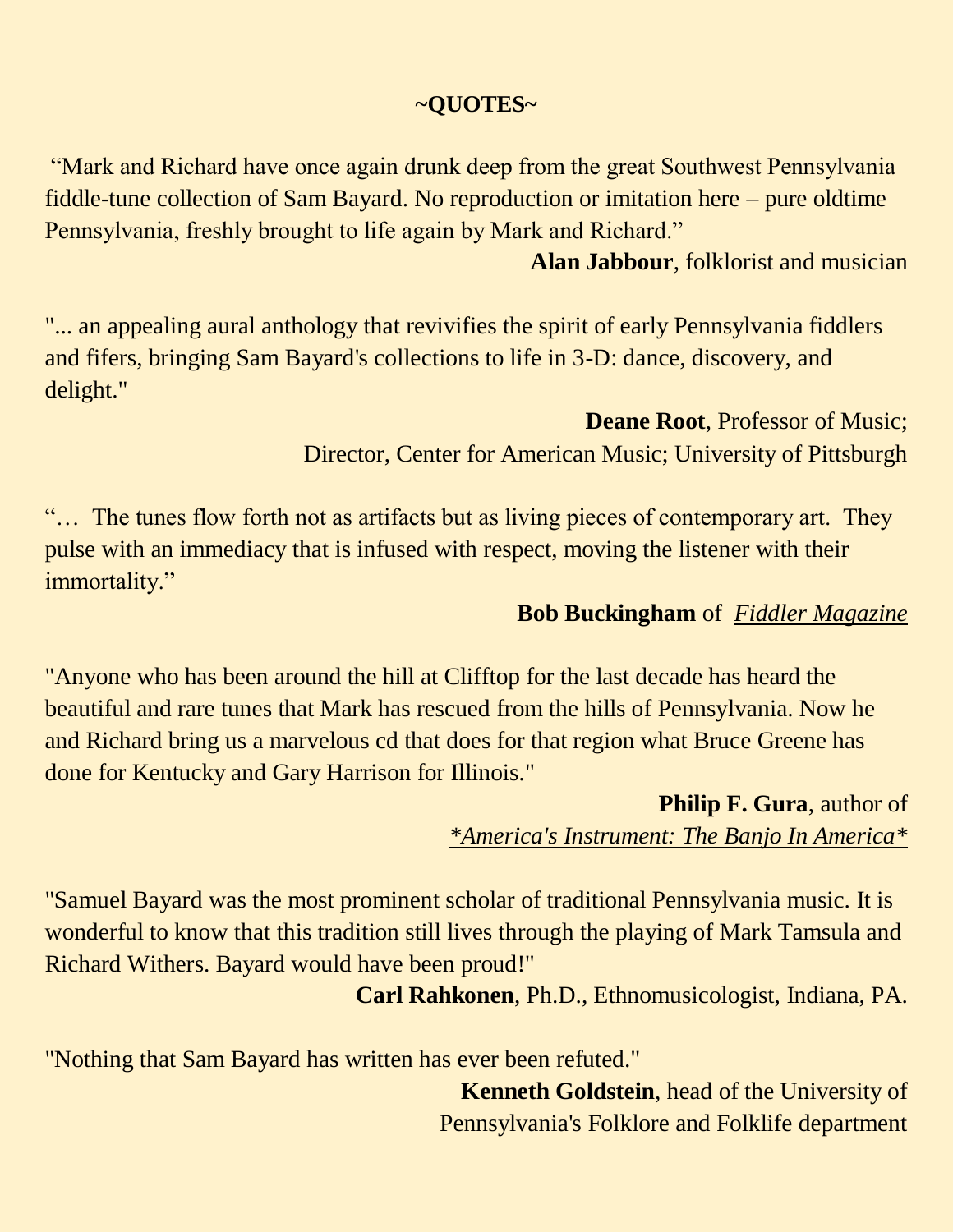**~QUOTES~**

"Mark and Richard have once again drunk deep from the great Southwest Pennsylvania fiddle-tune collection of Sam Bayard. No reproduction or imitation here – pure oldtime Pennsylvania, freshly brought to life again by Mark and Richard."

**Alan Jabbour**, folklorist and musician

"... an appealing aural anthology that revivifies the spirit of early Pennsylvania fiddlers and fifers, bringing Sam Bayard's collections to life in 3-D: dance, discovery, and delight."

**Deane Root**, Professor of Music;
Director, Center for American Music; University of Pittsburgh

"… The tunes flow forth not as artifacts but as living pieces of contemporary art. They pulse with an immediacy that is infused with respect, moving the listener with their immortality."

**Bob Buckingham** of *Fiddler Magazine*

"Anyone who has been around the hill at Clifftop for the last decade has heard the beautiful and rare tunes that Mark has rescued from the hills of Pennsylvania. Now he and Richard bring us a marvelous cd that does for that region what Bruce Greene has done for Kentucky and Gary Harrison for Illinois."

**Philip F. Gura**, author of
**America's Instrument: The Banjo In America**

"Samuel Bayard was the most prominent scholar of traditional Pennsylvania music. It is wonderful to know that this tradition still lives through the playing of Mark Tamsula and Richard Withers. Bayard would have been proud!"

**Carl Rahkonen**, Ph.D., Ethnomusicologist, Indiana, PA.

"Nothing that Sam Bayard has written has ever been refuted."

**Kenneth Goldstein**, head of the University of Pennsylvania's Folklore and Folklife department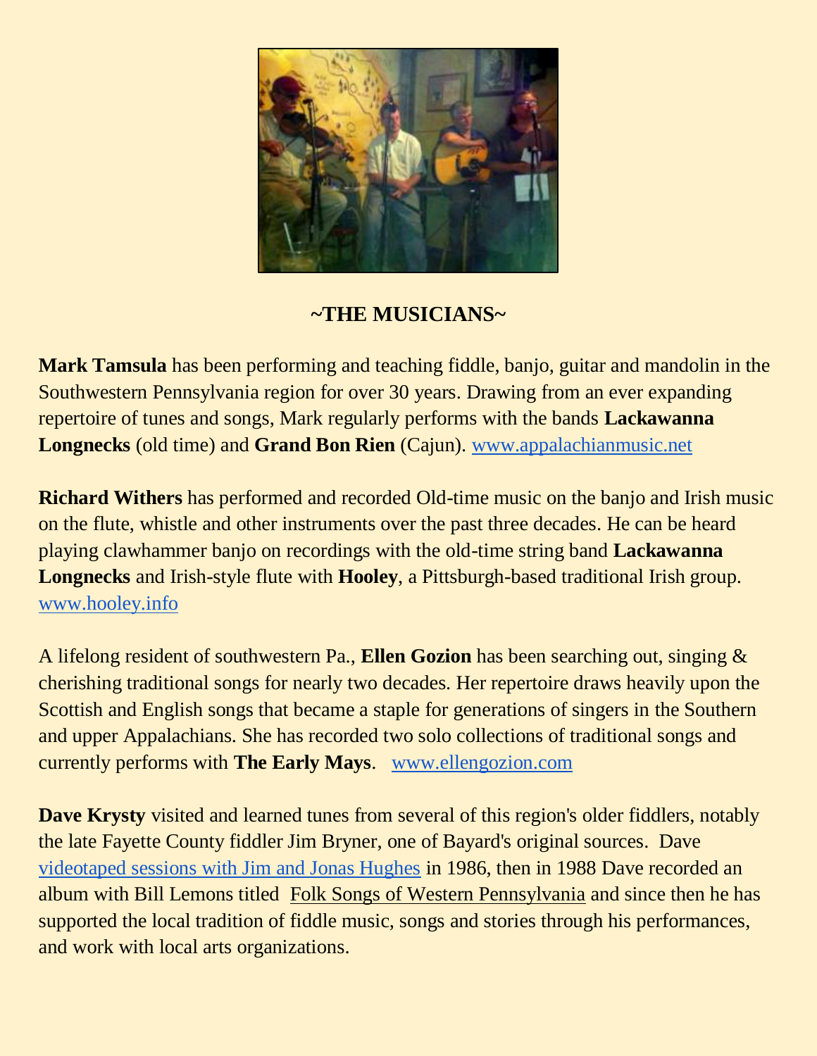## ~THE MUSICIANS~

**Mark Tamsula** has been performing and teaching fiddle, banjo, guitar and mandolin in the Southwestern Pennsylvania region for over 30 years. Drawing from an ever expanding repertoire of tunes and songs, Mark regularly performs with the bands **Lackawanna Longnecks** (old time) and **Grand Bon Rien** (Cajun). www.appalachianmusic.net

**Richard Withers** has performed and recorded Old-time music on the banjo and Irish music on the flute, whistle and other instruments over the past three decades. He can be heard playing clawhammer banjo on recordings with the old-time string band **Lackawanna Longnecks** and Irish-style flute with **Hooley**, a Pittsburgh-based traditional Irish group. www.hooley.info

A lifelong resident of southwestern Pa., **Ellen Gozion** has been searching out, singing & cherishing traditional songs for nearly two decades. Her repertoire draws heavily upon the Scottish and English songs that became a staple for generations of singers in the Southern and upper Appalachians. She has recorded two solo collections of traditional songs and currently performs with **The Early Mays**. www.ellengozion.com

**Dave Krysty** visited and learned tunes from several of this region's older fiddlers, notably the late Fayette County fiddler Jim Bryner, one of Bayard's original sources. Dave videotaped sessions with Jim and Jonas Hughes in 1986, then in 1988 Dave recorded an album with Bill Lemons titled Folk Songs of Western Pennsylvania and since then he has supported the local tradition of fiddle music, songs and stories through his performances, and work with local arts organizations.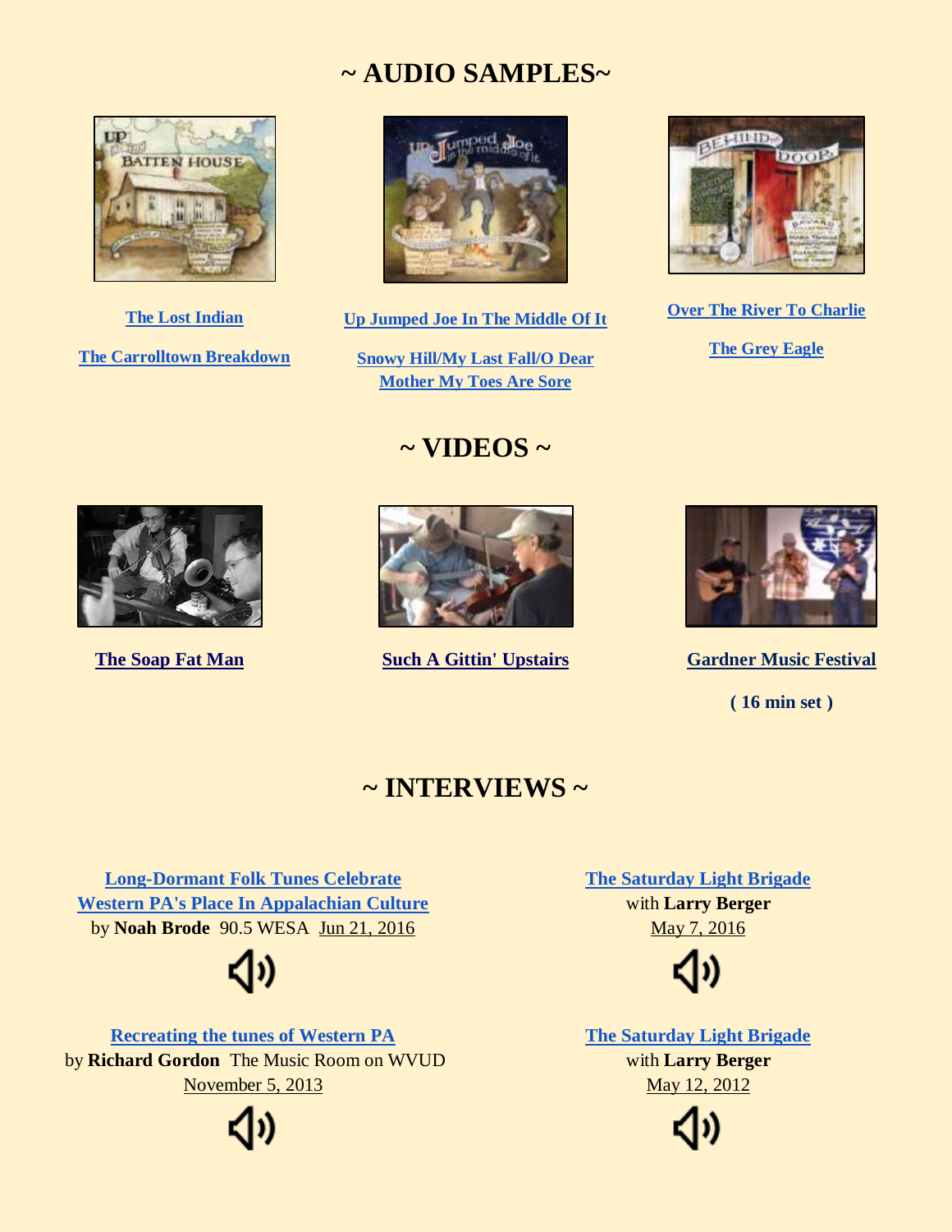# ~ AUDIO SAMPLES~

The Lost Indian

The Carrolltown Breakdown

Up Jumped Joe In The Middle Of It

Snowy Hill/My Last Fall/O Dear Mother My Toes Are Sore

Over The River To Charlie

The Grey Eagle

# ~ VIDEOS ~

The Soap Fat Man

Such A Gittin' Upstairs

Gardner Music Festival

**( 16 min set )**

# ~ INTERVIEWS ~

Long-Dormant Folk Tunes Celebrate Western PA's Place In Appalachian Culture
by **Noah Brode** 90.5 WESA Jun 21, 2016

The Saturday Light Brigade
with **Larry Berger**
May 7, 2016

Recreating the tunes of Western PA
by **Richard Gordon** The Music Room on WVUD
November 5, 2013

The Saturday Light Brigade
with **Larry Berger**
May 12, 2012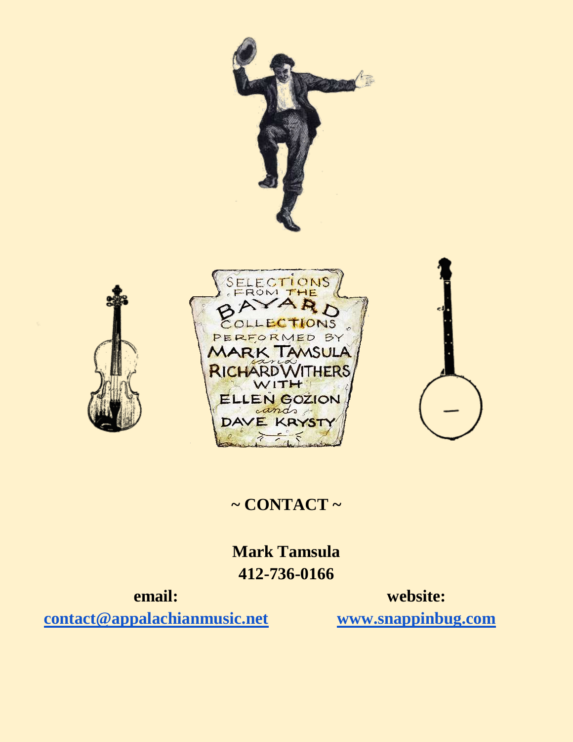SELECTIONS FROM THE BAYARD COLLECTIONS PERFORMED BY MARK TAMSULA and RICHARD WITHERS WITH ELLEN GOZION and DAVE KRYSTY

## ~ CONTACT ~

**Mark Tamsula**
**412-736-0166**

**email:**
**contact@appalachianmusic.net**

**website:**
**www.snappinbug.com**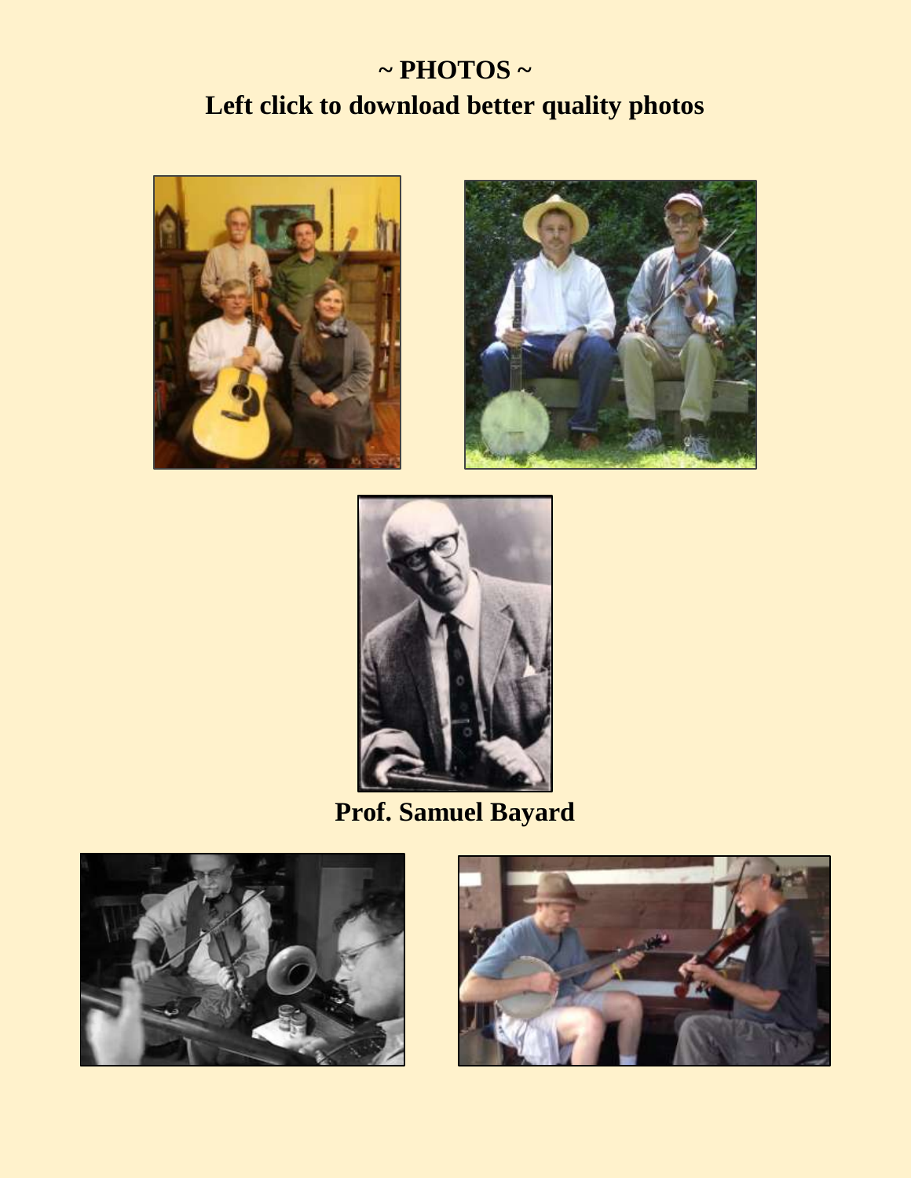## ~ PHOTOS ~

## Left click to download better quality photos

**Prof. Samuel Bayard**